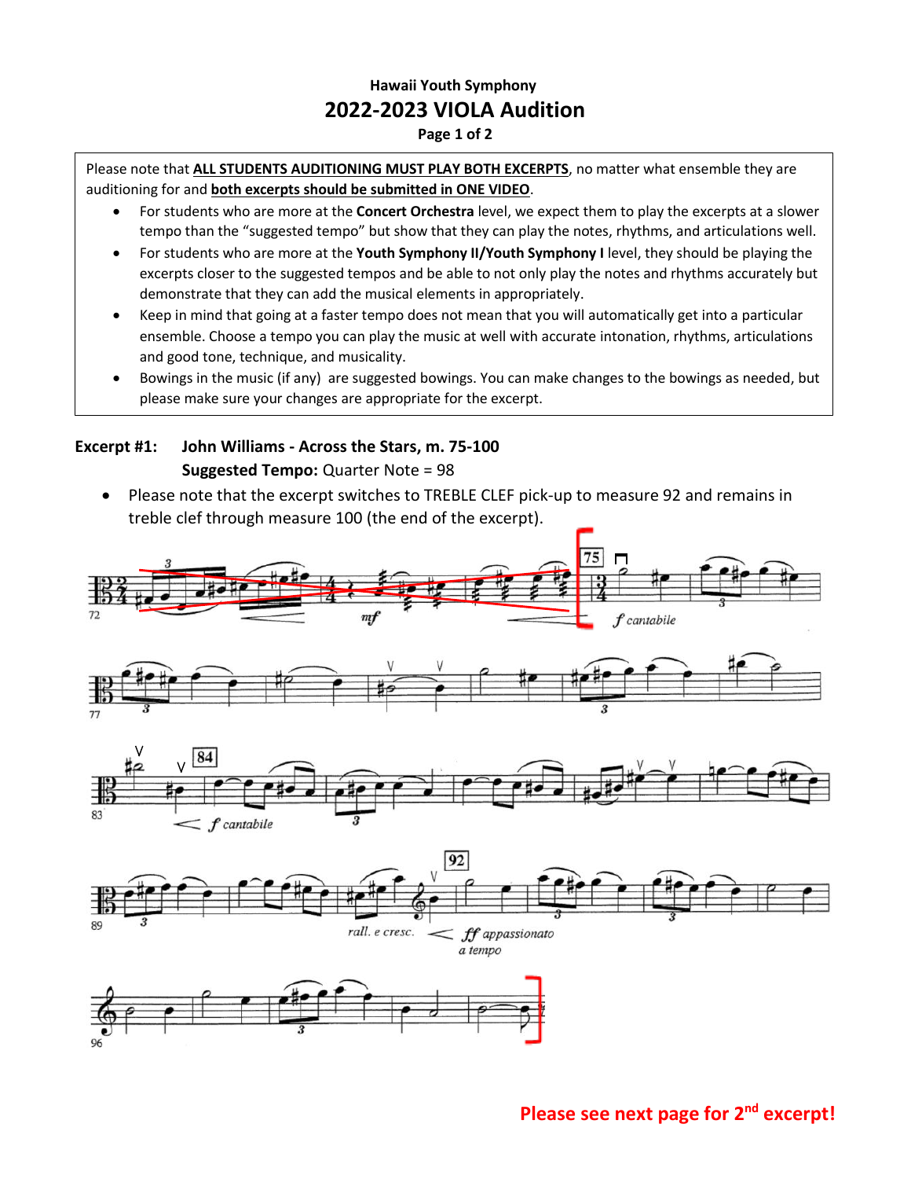### Hawaii Youth Symphony

## 2022-2023 VIOLA Audition

**Page 1 of 2**

Please note that **ALL STUDENTS AUDITIONING MUST PLAY BOTH EXCERPTS**, no matter what ensemble they are auditioning for and **both excerpts should be submitted in ONE VIDEO**.

- For students who are more at the **Concert Orchestra** level, we expect them to play the excerpts at a slower tempo than the "suggested tempo" but show that they can play the notes, rhythms, and articulations well.
- For students who are more at the **Youth Symphony II/Youth Symphony I** level, they should be playing the excerpts closer to the suggested tempos and be able to not only play the notes and rhythms accurately but demonstrate that they can add the musical elements in appropriately.
- Keep in mind that going at a faster tempo does not mean that you will automatically get into a particular ensemble. Choose a tempo you can play the music at well with accurate intonation, rhythms, articulations and good tone, technique, and musicality.
- Bowings in the music (if any) are suggested bowings. You can make changes to the bowings as needed, but please make sure your changes are appropriate for the excerpt.

**Excerpt #1: John Williams - Across the Stars, m. 75-100**
**Suggested Tempo:** Quarter Note = 98

- Please note that the excerpt switches to TREBLE CLEF pick-up to measure 92 and remains in treble clef through measure 100 (the end of the excerpt).

**Please see next page for 2nd excerpt!**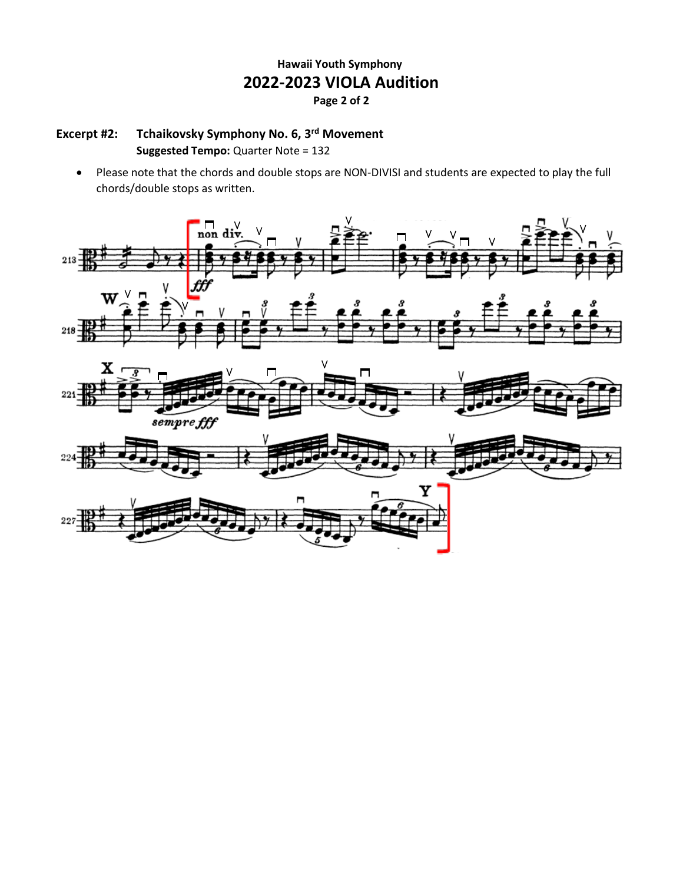**Hawaii Youth Symphony**

# 2022-2023 VIOLA Audition

**Page 2 of 2**

**Excerpt #2: Tchaikovsky Symphony No. 6, 3[rd] Movement**

**Suggested Tempo:** Quarter Note = 132

- Please note that the chords and double stops are NON-DIVISI and students are expected to play the full chords/double stops as written.